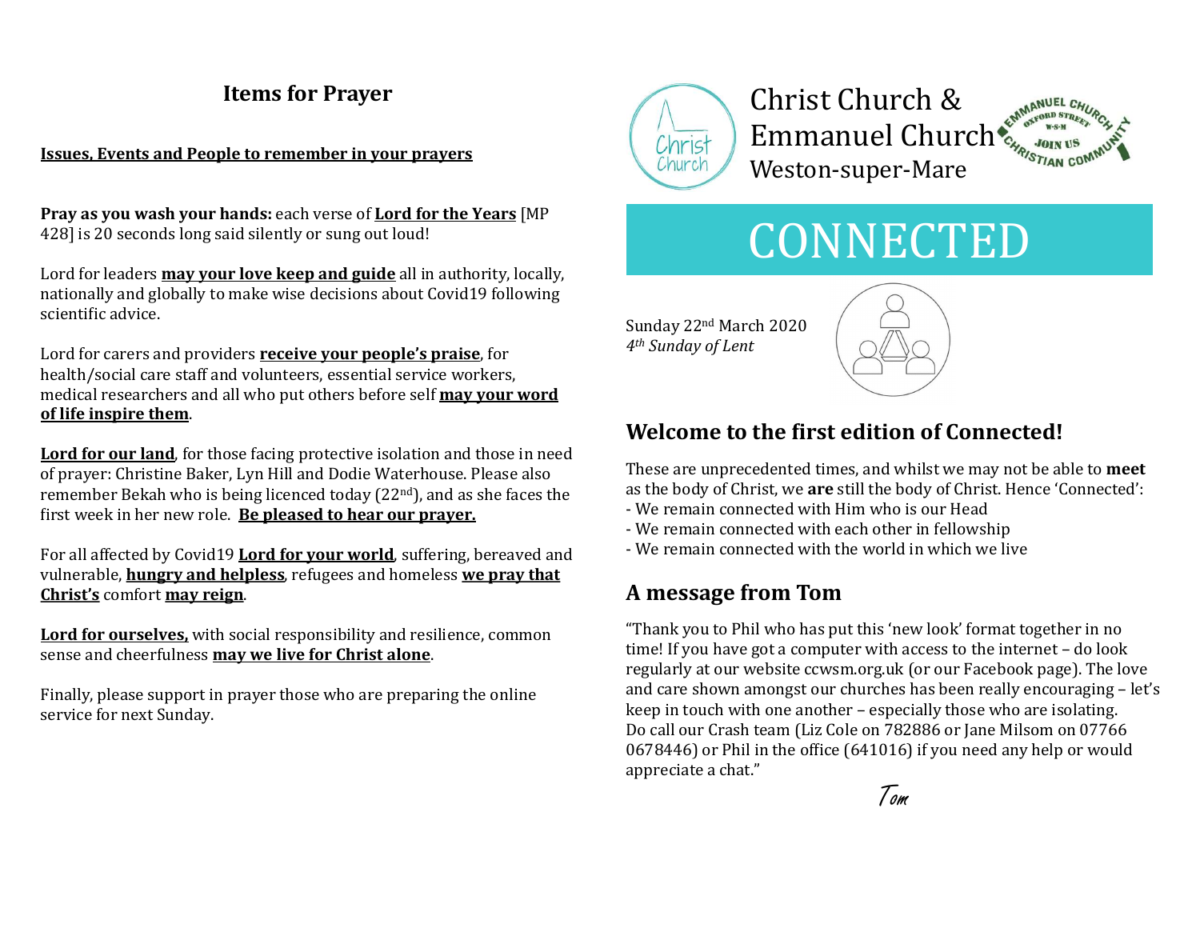## Items for Prayer

**Issues, Events and People to remember in your prayers**

**Pray as you wash your hands:** each verse of **Lord for the Years** [MP 428] is 20 seconds long said silently or sung out loud!

Lord for leaders **may your love keep and guide** all in authority, locally, nationally and globally to make wise decisions about Covid19 following scientific advice.

Lord for carers and providers **receive your people's praise**, for health/social care staff and volunteers, essential service workers, medical researchers and all who put others before self **may your word of life inspire them**.

**Lord for our land**, for those facing protective isolation and those in need of prayer: Christine Baker, Lyn Hill and Dodie Waterhouse. Please also remember Bekah who is being licenced today (22nd), and as she faces the first week in her new role. **Be pleased to hear our prayer.**

For all affected by Covid19 **Lord for your world**, suffering, bereaved and vulnerable, **hungry and helpless**, refugees and homeless **we pray that Christ's** comfort **may reign**.

**Lord for ourselves,** with social responsibility and resilience, common sense and cheerfulness **may we live for Christ alone**.

Finally, please support in prayer those who are preparing the online service for next Sunday.

Christ Church & Emmanuel Church Weston-super-Mare

Emmanuel Church Oxford Street W-S-M Join Us Christian Community

# CONNECTED

Sunday 22nd March 2020
*4th Sunday of Lent*

## Welcome to the first edition of Connected!

These are unprecedented times, and whilst we may not be able to **meet** as the body of Christ, we **are** still the body of Christ. Hence 'Connected':

- We remain connected with Him who is our Head
- We remain connected with each other in fellowship
- We remain connected with the world in which we live

## A message from Tom

"Thank you to Phil who has put this 'new look' format together in no time! If you have got a computer with access to the internet – do look regularly at our website ccwsm.org.uk (or our Facebook page). The love and care shown amongst our churches has been really encouraging – let's keep in touch with one another – especially those who are isolating. Do call our Crash team (Liz Cole on 782886 or Jane Milsom on 07766 0678446) or Phil in the office (641016) if you need any help or would appreciate a chat."

*Tom*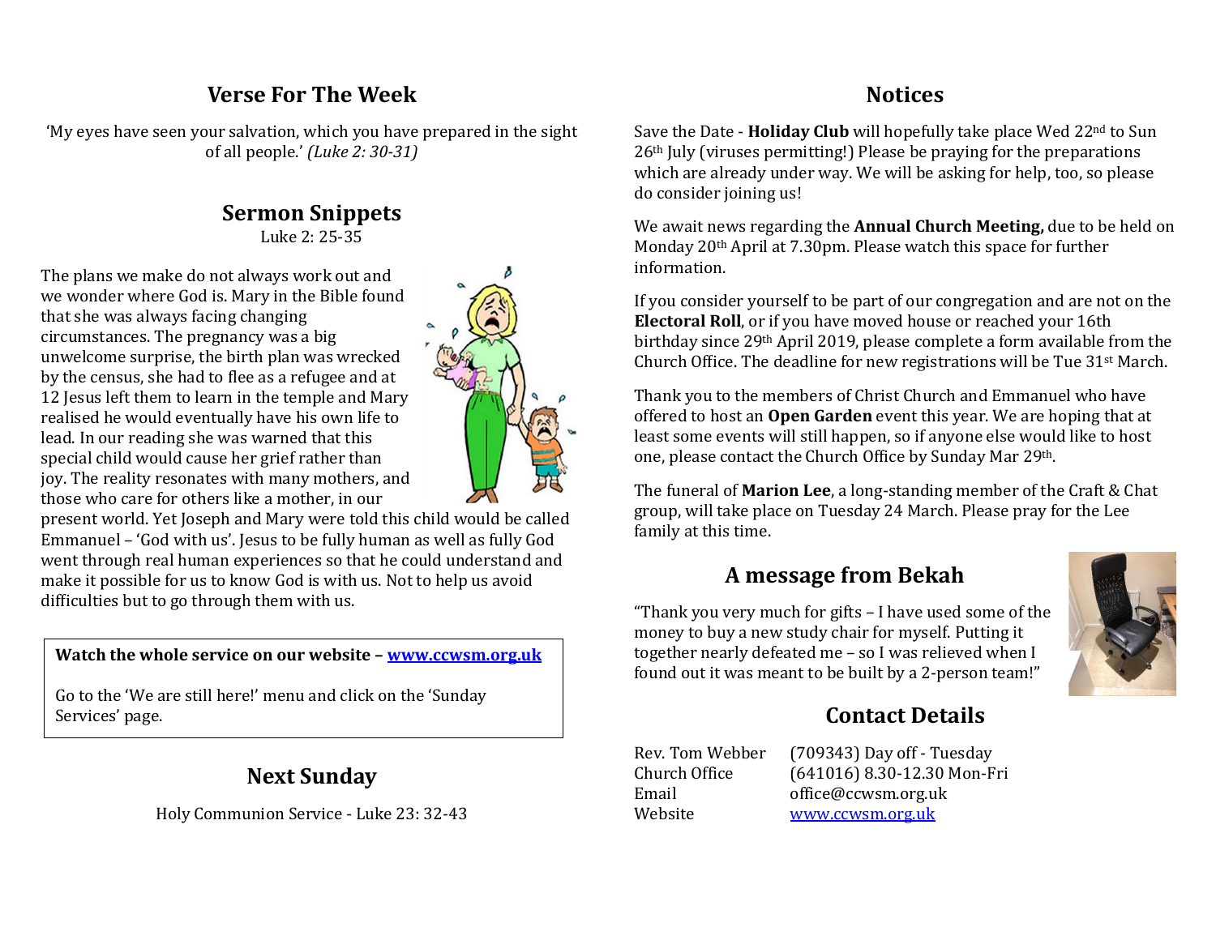## Verse For The Week

'My eyes have seen your salvation, which you have prepared in the sight of all people.' *(Luke 2: 30-31)*

## Sermon Snippets

Luke 2: 25-35

The plans we make do not always work out and we wonder where God is. Mary in the Bible found that she was always facing changing circumstances. The pregnancy was a big unwelcome surprise, the birth plan was wrecked by the census, she had to flee as a refugee and at 12 Jesus left them to learn in the temple and Mary realised he would eventually have his own life to lead. In our reading she was warned that this special child would cause her grief rather than joy. The reality resonates with many mothers, and those who care for others like a mother, in our present world. Yet Joseph and Mary were told this child would be called Emmanuel – 'God with us'. Jesus to be fully human as well as fully God went through real human experiences so that he could understand and make it possible for us to know God is with us. Not to help us avoid difficulties but to go through them with us.

**Watch the whole service on our website – [www.ccwsm.org.uk](http://www.ccwsm.org.uk)**

Go to the 'We are still here!' menu and click on the 'Sunday Services' page.

## Next Sunday

Holy Communion Service - Luke 23: 32-43

## Notices

Save the Date - **Holiday Club** will hopefully take place Wed 22nd to Sun 26th July (viruses permitting!) Please be praying for the preparations which are already under way. We will be asking for help, too, so please do consider joining us!

We await news regarding the **Annual Church Meeting,** due to be held on Monday 20th April at 7.30pm. Please watch this space for further information.

If you consider yourself to be part of our congregation and are not on the **Electoral Roll**, or if you have moved house or reached your 16th birthday since 29th April 2019, please complete a form available from the Church Office. The deadline for new registrations will be Tue 31st March.

Thank you to the members of Christ Church and Emmanuel who have offered to host an **Open Garden** event this year. We are hoping that at least some events will still happen, so if anyone else would like to host one, please contact the Church Office by Sunday Mar 29th.

The funeral of **Marion Lee**, a long-standing member of the Craft & Chat group, will take place on Tuesday 24 March. Please pray for the Lee family at this time.

## A message from Bekah

"Thank you very much for gifts – I have used some of the money to buy a new study chair for myself. Putting it together nearly defeated me – so I was relieved when I found out it was meant to be built by a 2-person team!"

## Contact Details

| | |
|---|---|
| Rev. Tom Webber | (709343) Day off - Tuesday |
| Church Office | (641016) 8.30-12.30 Mon-Fri |
| Email | office@ccwsm.org.uk |
| Website | [www.ccwsm.org.uk](http://www.ccwsm.org.uk) |